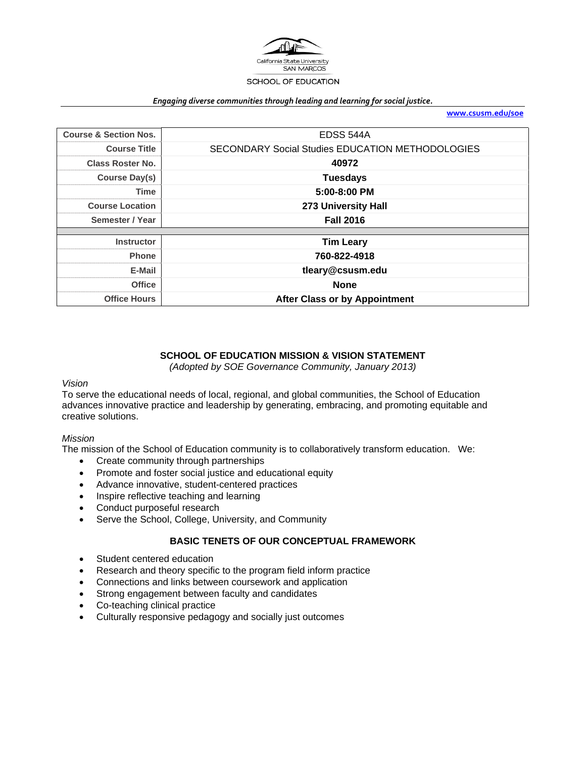California State University
SAN MARCOS

SCHOOL OF EDUCATION

***Engaging diverse communities through leading and learning for social justice.***

**www.csusm.edu/soe**

| | |
|---|---|
| **Course & Section Nos.** | EDSS 544A |
| **Course Title** | SECONDARY Social Studies EDUCATION METHODOLOGIES |
| **Class Roster No.** | **40972** |
| **Course Day(s)** | **Tuesdays** |
| **Time** | **5:00-8:00 PM** |
| **Course Location** | **273 University Hall** |
| **Semester / Year** | **Fall 2016** |
| | |
| **Instructor** | **Tim Leary** |
| **Phone** | **760-822-4918** |
| **E-Mail** | **tleary@csusm.edu** |
| **Office** | **None** |
| **Office Hours** | **After Class or by Appointment** |

## SCHOOL OF EDUCATION MISSION & VISION STATEMENT

*(Adopted by SOE Governance Community, January 2013)*

*Vision*

To serve the educational needs of local, regional, and global communities, the School of Education advances innovative practice and leadership by generating, embracing, and promoting equitable and creative solutions.

*Mission*

The mission of the School of Education community is to collaboratively transform education. We:

- Create community through partnerships
- Promote and foster social justice and educational equity
- Advance innovative, student-centered practices
- Inspire reflective teaching and learning
- Conduct purposeful research
- Serve the School, College, University, and Community

## BASIC TENETS OF OUR CONCEPTUAL FRAMEWORK

- Student centered education
- Research and theory specific to the program field inform practice
- Connections and links between coursework and application
- Strong engagement between faculty and candidates
- Co-teaching clinical practice
- Culturally responsive pedagogy and socially just outcomes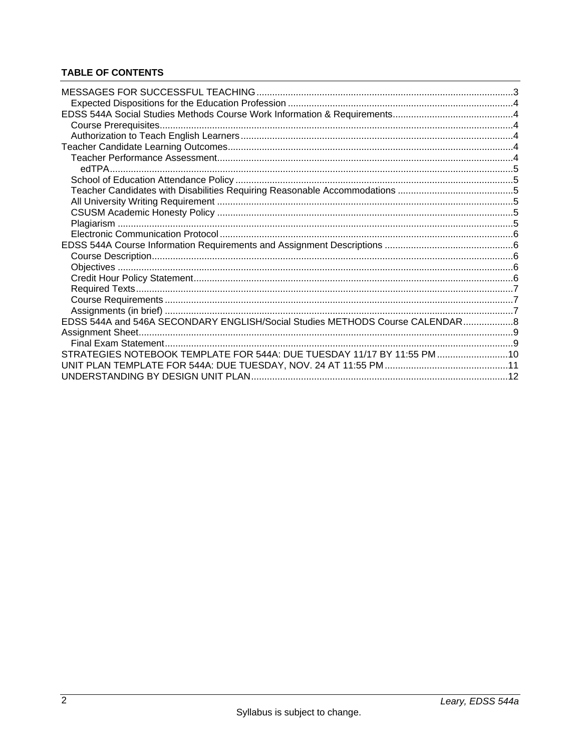**TABLE OF CONTENTS**

MESSAGES FOR SUCCESSFUL TEACHING....................3
- Expected Dispositions for the Education Profession....................4

EDSS 544A Social Studies Methods Course Work Information & Requirements....................4
- Course Prerequisites....................4
- Authorization to Teach English Learners....................4

Teacher Candidate Learning Outcomes....................4
- Teacher Performance Assessment....................4
  - edTPA....................5
- School of Education Attendance Policy....................5
- Teacher Candidates with Disabilities Requiring Reasonable Accommodations....................5
- All University Writing Requirement....................5
- CSUSM Academic Honesty Policy....................5
- Plagiarism....................5
- Electronic Communication Protocol....................6

EDSS 544A Course Information Requirements and Assignment Descriptions....................6
- Course Description....................6
- Objectives....................6
- Credit Hour Policy Statement....................6
- Required Texts....................7
- Course Requirements....................7
- Assignments (in brief)....................7

EDSS 544A and 546A SECONDARY ENGLISH/Social Studies METHODS Course CALENDAR....................8

Assignment Sheet....................9
- Final Exam Statement....................9

STRATEGIES NOTEBOOK TEMPLATE FOR 544A: DUE TUESDAY 11/17 BY 11:55 PM....................10

UNIT PLAN TEMPLATE FOR 544A: DUE TUESDAY, NOV. 24 AT 11:55 PM....................11

UNDERSTANDING BY DESIGN UNIT PLAN....................12

Syllabus is subject to change.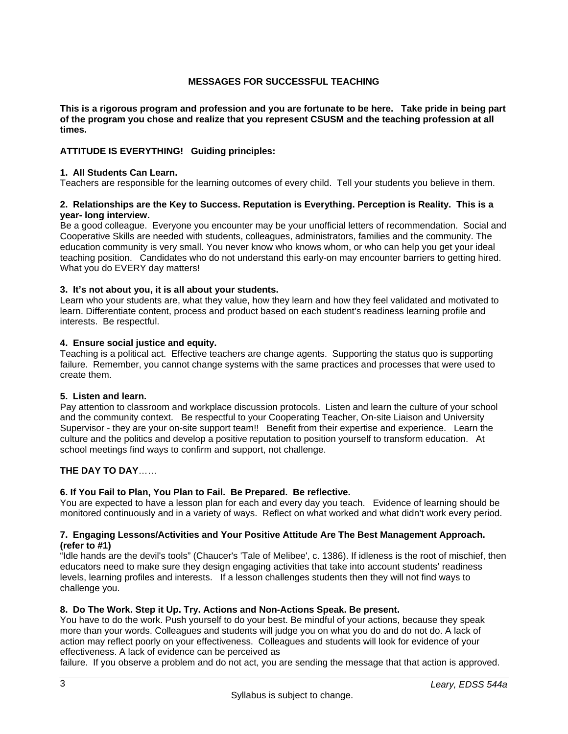# MESSAGES FOR SUCCESSFUL TEACHING

**This is a rigorous program and profession and you are fortunate to be here. Take pride in being part of the program you chose and realize that you represent CSUSM and the teaching profession at all times.**

**ATTITUDE IS EVERYTHING! Guiding principles:**

**1. All Students Can Learn.**
Teachers are responsible for the learning outcomes of every child. Tell your students you believe in them.

**2. Relationships are the Key to Success. Reputation is Everything. Perception is Reality. This is a year- long interview.**
Be a good colleague. Everyone you encounter may be your unofficial letters of recommendation. Social and Cooperative Skills are needed with students, colleagues, administrators, families and the community. The education community is very small. You never know who knows whom, or who can help you get your ideal teaching position. Candidates who do not understand this early-on may encounter barriers to getting hired. What you do EVERY day matters!

**3. It's not about you, it is all about your students.**
Learn who your students are, what they value, how they learn and how they feel validated and motivated to learn. Differentiate content, process and product based on each student's readiness learning profile and interests. Be respectful.

**4. Ensure social justice and equity.**
Teaching is a political act. Effective teachers are change agents. Supporting the status quo is supporting failure. Remember, you cannot change systems with the same practices and processes that were used to create them.

**5. Listen and learn.**
Pay attention to classroom and workplace discussion protocols. Listen and learn the culture of your school and the community context. Be respectful to your Cooperating Teacher, On-site Liaison and University Supervisor - they are your on-site support team!! Benefit from their expertise and experience. Learn the culture and the politics and develop a positive reputation to position yourself to transform education. At school meetings find ways to confirm and support, not challenge.

**THE DAY TO DAY**……

**6. If You Fail to Plan, You Plan to Fail. Be Prepared. Be reflective.**
You are expected to have a lesson plan for each and every day you teach. Evidence of learning should be monitored continuously and in a variety of ways. Reflect on what worked and what didn't work every period.

**7. Engaging Lessons/Activities and Your Positive Attitude Are The Best Management Approach. (refer to #1)**
"Idle hands are the devil's tools" (Chaucer's 'Tale of Melibee', c. 1386). If idleness is the root of mischief, then educators need to make sure they design engaging activities that take into account students' readiness levels, learning profiles and interests. If a lesson challenges students then they will not find ways to challenge you.

**8. Do The Work. Step it Up. Try. Actions and Non-Actions Speak. Be present.**
You have to do the work. Push yourself to do your best. Be mindful of your actions, because they speak more than your words. Colleagues and students will judge you on what you do and do not do. A lack of action may reflect poorly on your effectiveness. Colleagues and students will look for evidence of your effectiveness. A lack of evidence can be perceived as failure. If you observe a problem and do not act, you are sending the message that that action is approved.

Syllabus is subject to change.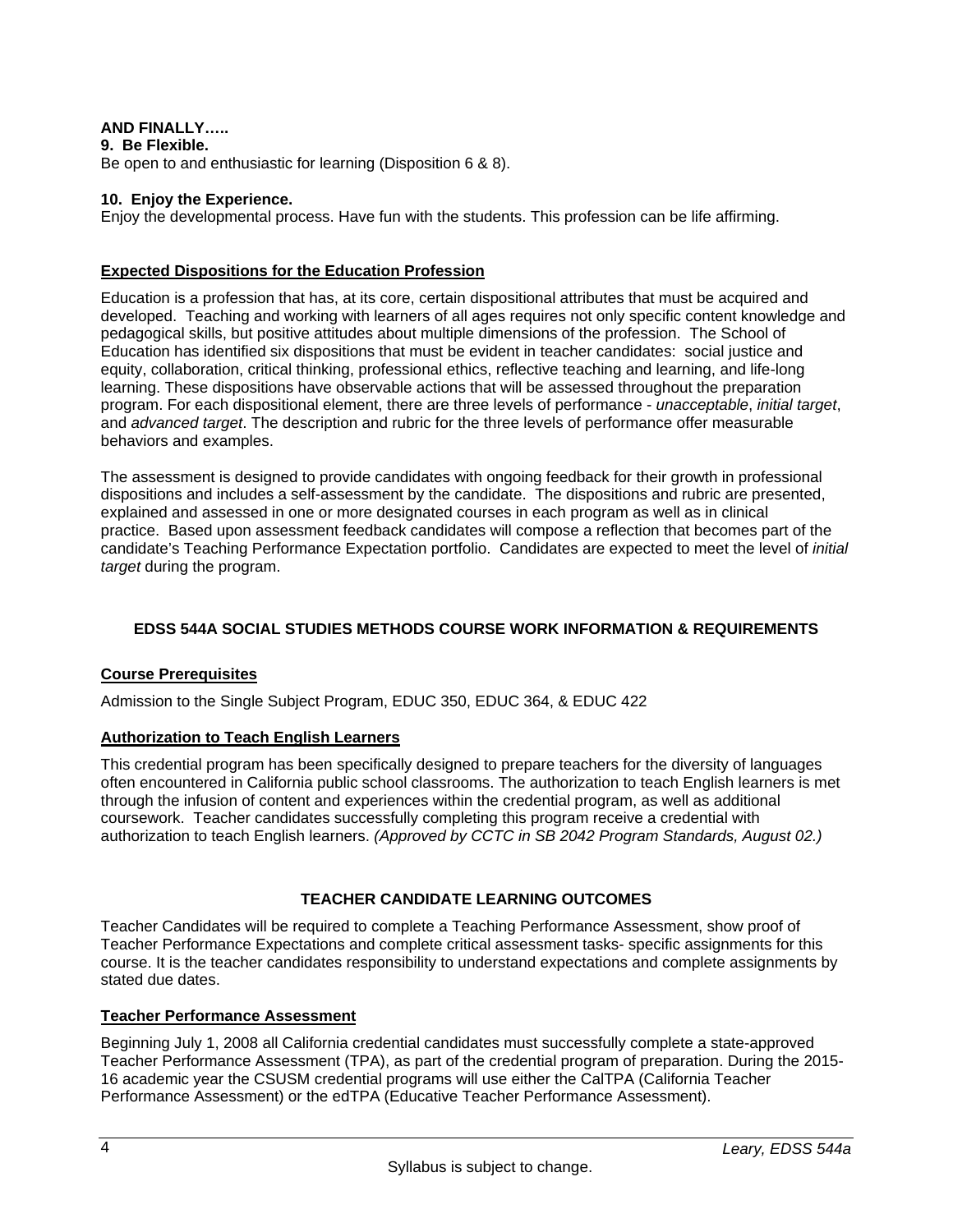**AND FINALLY…..**

**9. Be Flexible.**

Be open to and enthusiastic for learning (Disposition 6 & 8).

**10. Enjoy the Experience.**

Enjoy the developmental process. Have fun with the students. This profession can be life affirming.

## Expected Dispositions for the Education Profession

Education is a profession that has, at its core, certain dispositional attributes that must be acquired and developed. Teaching and working with learners of all ages requires not only specific content knowledge and pedagogical skills, but positive attitudes about multiple dimensions of the profession. The School of Education has identified six dispositions that must be evident in teacher candidates: social justice and equity, collaboration, critical thinking, professional ethics, reflective teaching and learning, and life-long learning. These dispositions have observable actions that will be assessed throughout the preparation program. For each dispositional element, there are three levels of performance - *unacceptable*, *initial target*, and *advanced target*. The description and rubric for the three levels of performance offer measurable behaviors and examples.

The assessment is designed to provide candidates with ongoing feedback for their growth in professional dispositions and includes a self-assessment by the candidate. The dispositions and rubric are presented, explained and assessed in one or more designated courses in each program as well as in clinical practice. Based upon assessment feedback candidates will compose a reflection that becomes part of the candidate's Teaching Performance Expectation portfolio. Candidates are expected to meet the level of *initial target* during the program.

# EDSS 544A SOCIAL STUDIES METHODS COURSE WORK INFORMATION & REQUIREMENTS

## Course Prerequisites

Admission to the Single Subject Program, EDUC 350, EDUC 364, & EDUC 422

## Authorization to Teach English Learners

This credential program has been specifically designed to prepare teachers for the diversity of languages often encountered in California public school classrooms. The authorization to teach English learners is met through the infusion of content and experiences within the credential program, as well as additional coursework. Teacher candidates successfully completing this program receive a credential with authorization to teach English learners. *(Approved by CCTC in SB 2042 Program Standards, August 02.)*

# TEACHER CANDIDATE LEARNING OUTCOMES

Teacher Candidates will be required to complete a Teaching Performance Assessment, show proof of Teacher Performance Expectations and complete critical assessment tasks- specific assignments for this course. It is the teacher candidates responsibility to understand expectations and complete assignments by stated due dates.

## Teacher Performance Assessment

Beginning July 1, 2008 all California credential candidates must successfully complete a state-approved Teacher Performance Assessment (TPA), as part of the credential program of preparation. During the 2015-16 academic year the CSUSM credential programs will use either the CalTPA (California Teacher Performance Assessment) or the edTPA (Educative Teacher Performance Assessment).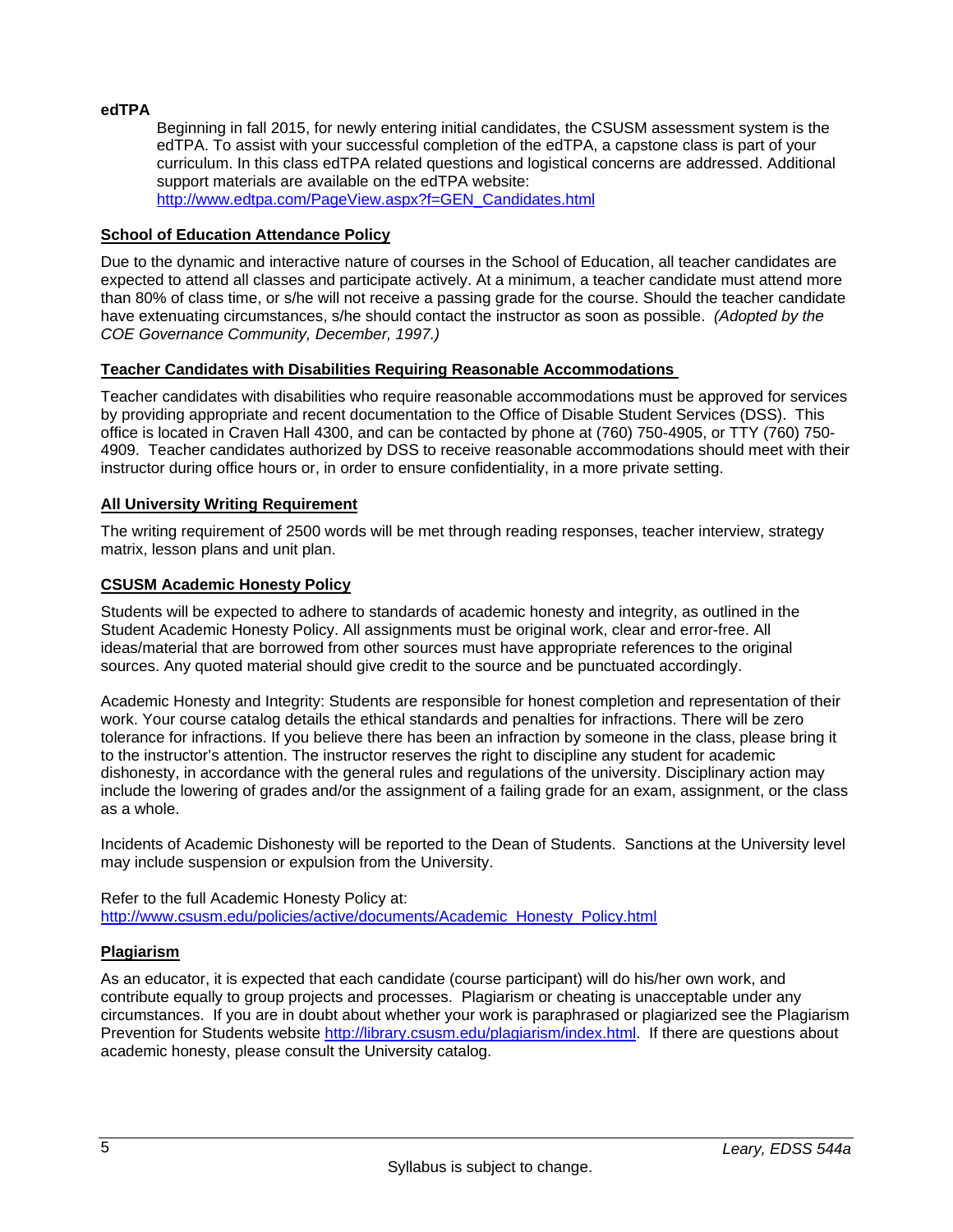**edTPA**

Beginning in fall 2015, for newly entering initial candidates, the CSUSM assessment system is the edTPA. To assist with your successful completion of the edTPA, a capstone class is part of your curriculum. In this class edTPA related questions and logistical concerns are addressed. Additional support materials are available on the edTPA website: [http://www.edtpa.com/PageView.aspx?f=GEN_Candidates.html](http://www.edtpa.com/PageView.aspx?f=GEN_Candidates.html)

**School of Education Attendance Policy**

Due to the dynamic and interactive nature of courses in the School of Education, all teacher candidates are expected to attend all classes and participate actively. At a minimum, a teacher candidate must attend more than 80% of class time, or s/he will not receive a passing grade for the course. Should the teacher candidate have extenuating circumstances, s/he should contact the instructor as soon as possible. *(Adopted by the COE Governance Community, December, 1997.)*

**Teacher Candidates with Disabilities Requiring Reasonable Accommodations**

Teacher candidates with disabilities who require reasonable accommodations must be approved for services by providing appropriate and recent documentation to the Office of Disable Student Services (DSS). This office is located in Craven Hall 4300, and can be contacted by phone at (760) 750-4905, or TTY (760) 750-4909. Teacher candidates authorized by DSS to receive reasonable accommodations should meet with their instructor during office hours or, in order to ensure confidentiality, in a more private setting.

**All University Writing Requirement**

The writing requirement of 2500 words will be met through reading responses, teacher interview, strategy matrix, lesson plans and unit plan.

**CSUSM Academic Honesty Policy**

Students will be expected to adhere to standards of academic honesty and integrity, as outlined in the Student Academic Honesty Policy. All assignments must be original work, clear and error-free. All ideas/material that are borrowed from other sources must have appropriate references to the original sources. Any quoted material should give credit to the source and be punctuated accordingly.

Academic Honesty and Integrity: Students are responsible for honest completion and representation of their work. Your course catalog details the ethical standards and penalties for infractions. There will be zero tolerance for infractions. If you believe there has been an infraction by someone in the class, please bring it to the instructor's attention. The instructor reserves the right to discipline any student for academic dishonesty, in accordance with the general rules and regulations of the university. Disciplinary action may include the lowering of grades and/or the assignment of a failing grade for an exam, assignment, or the class as a whole.

Incidents of Academic Dishonesty will be reported to the Dean of Students. Sanctions at the University level may include suspension or expulsion from the University.

Refer to the full Academic Honesty Policy at: [http://www.csusm.edu/policies/active/documents/Academic_Honesty_Policy.html](http://www.csusm.edu/policies/active/documents/Academic_Honesty_Policy.html)

**Plagiarism**

As an educator, it is expected that each candidate (course participant) will do his/her own work, and contribute equally to group projects and processes. Plagiarism or cheating is unacceptable under any circumstances. If you are in doubt about whether your work is paraphrased or plagiarized see the Plagiarism Prevention for Students website [http://library.csusm.edu/plagiarism/index.html](http://library.csusm.edu/plagiarism/index.html). If there are questions about academic honesty, please consult the University catalog.

Syllabus is subject to change.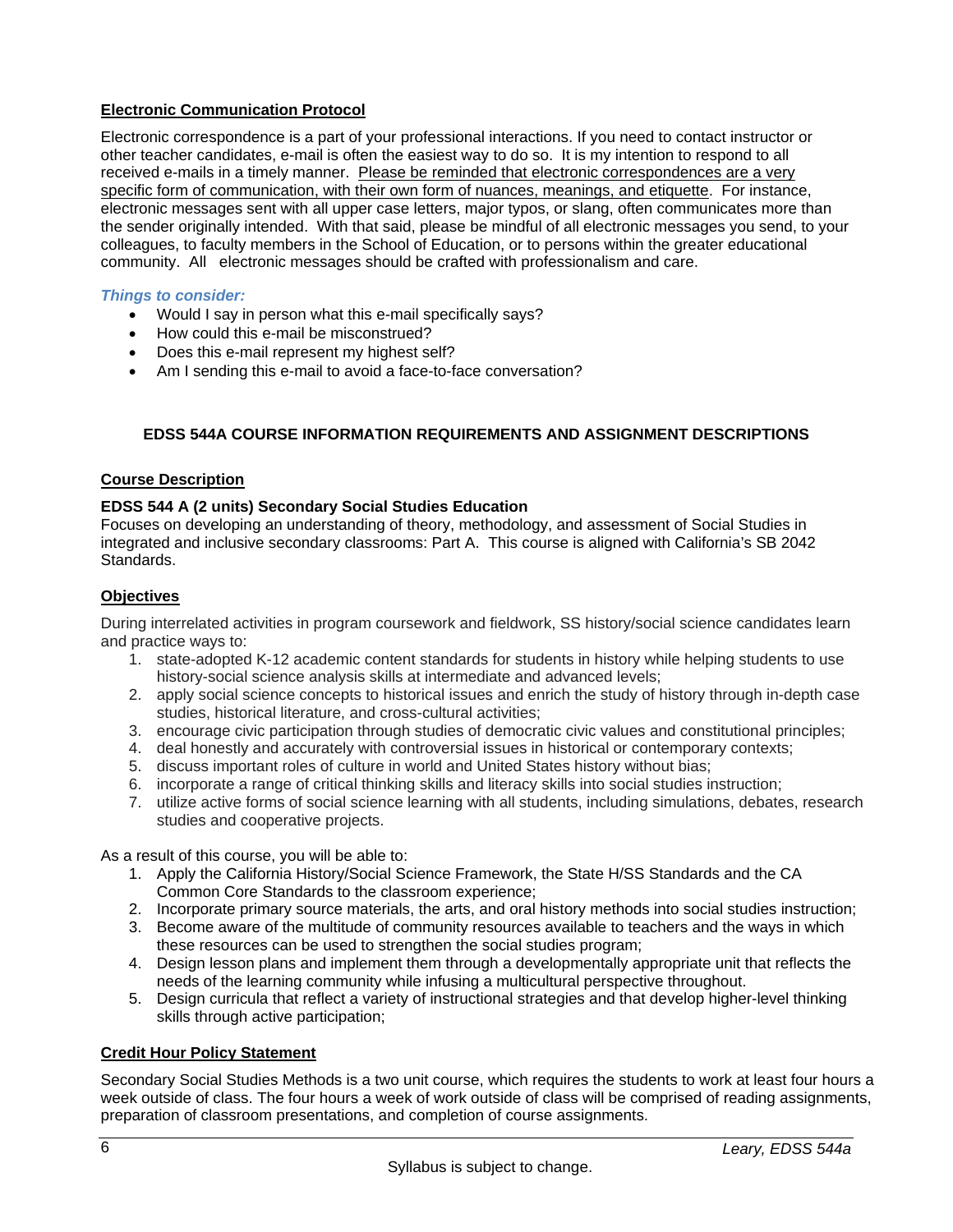## Electronic Communication Protocol

Electronic correspondence is a part of your professional interactions. If you need to contact instructor or other teacher candidates, e-mail is often the easiest way to do so. It is my intention to respond to all received e-mails in a timely manner. Please be reminded that electronic correspondences are a very specific form of communication, with their own form of nuances, meanings, and etiquette. For instance, electronic messages sent with all upper case letters, major typos, or slang, often communicates more than the sender originally intended. With that said, please be mindful of all electronic messages you send, to your colleagues, to faculty members in the School of Education, or to persons within the greater educational community. All electronic messages should be crafted with professionalism and care.

***Things to consider:***

- Would I say in person what this e-mail specifically says?
- How could this e-mail be misconstrued?
- Does this e-mail represent my highest self?
- Am I sending this e-mail to avoid a face-to-face conversation?

## EDSS 544A COURSE INFORMATION REQUIREMENTS AND ASSIGNMENT DESCRIPTIONS

## Course Description

**EDSS 544 A (2 units) Secondary Social Studies Education**

Focuses on developing an understanding of theory, methodology, and assessment of Social Studies in integrated and inclusive secondary classrooms: Part A. This course is aligned with California's SB 2042 Standards.

## Objectives

During interrelated activities in program coursework and fieldwork, SS history/social science candidates learn and practice ways to:

1. state-adopted K-12 academic content standards for students in history while helping students to use history-social science analysis skills at intermediate and advanced levels;
2. apply social science concepts to historical issues and enrich the study of history through in-depth case studies, historical literature, and cross-cultural activities;
3. encourage civic participation through studies of democratic civic values and constitutional principles;
4. deal honestly and accurately with controversial issues in historical or contemporary contexts;
5. discuss important roles of culture in world and United States history without bias;
6. incorporate a range of critical thinking skills and literacy skills into social studies instruction;
7. utilize active forms of social science learning with all students, including simulations, debates, research studies and cooperative projects.

As a result of this course, you will be able to:

1. Apply the California History/Social Science Framework, the State H/SS Standards and the CA Common Core Standards to the classroom experience;
2. Incorporate primary source materials, the arts, and oral history methods into social studies instruction;
3. Become aware of the multitude of community resources available to teachers and the ways in which these resources can be used to strengthen the social studies program;
4. Design lesson plans and implement them through a developmentally appropriate unit that reflects the needs of the learning community while infusing a multicultural perspective throughout.
5. Design curricula that reflect a variety of instructional strategies and that develop higher-level thinking skills through active participation;

## Credit Hour Policy Statement

Secondary Social Studies Methods is a two unit course, which requires the students to work at least four hours a week outside of class. The four hours a week of work outside of class will be comprised of reading assignments, preparation of classroom presentations, and completion of course assignments.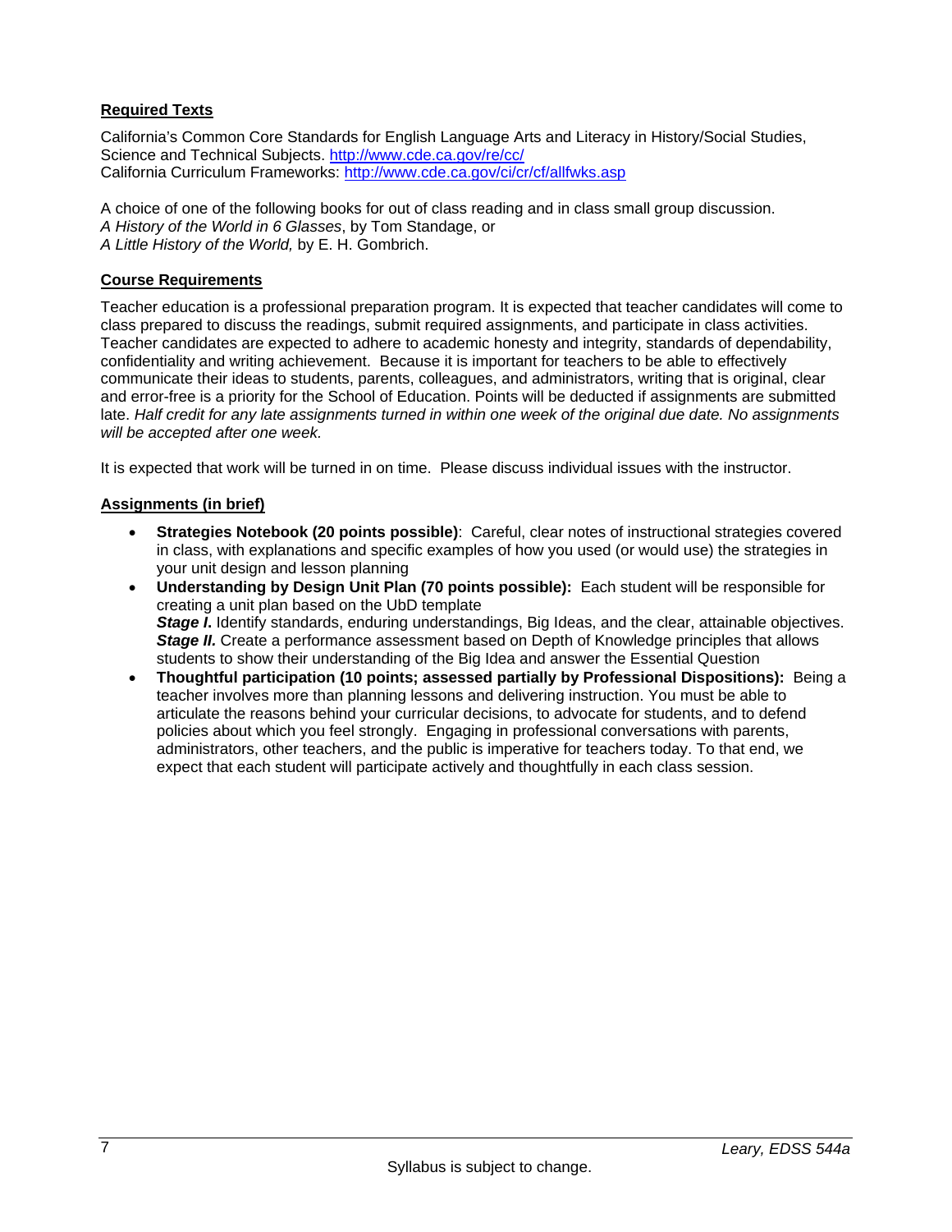## Required Texts

California's Common Core Standards for English Language Arts and Literacy in History/Social Studies, Science and Technical Subjects. http://www.cde.ca.gov/re/cc/
California Curriculum Frameworks: http://www.cde.ca.gov/ci/cr/cf/allfwks.asp

A choice of one of the following books for out of class reading and in class small group discussion.
*A History of the World in 6 Glasses*, by Tom Standage, or
*A Little History of the World,* by E. H. Gombrich.

## Course Requirements

Teacher education is a professional preparation program. It is expected that teacher candidates will come to class prepared to discuss the readings, submit required assignments, and participate in class activities. Teacher candidates are expected to adhere to academic honesty and integrity, standards of dependability, confidentiality and writing achievement. Because it is important for teachers to be able to effectively communicate their ideas to students, parents, colleagues, and administrators, writing that is original, clear and error-free is a priority for the School of Education. Points will be deducted if assignments are submitted late. *Half credit for any late assignments turned in within one week of the original due date. No assignments will be accepted after one week.*

It is expected that work will be turned in on time. Please discuss individual issues with the instructor.

## Assignments (in brief)

- **Strategies Notebook (20 points possible)**: Careful, clear notes of instructional strategies covered in class, with explanations and specific examples of how you used (or would use) the strategies in your unit design and lesson planning
- **Understanding by Design Unit Plan (70 points possible):** Each student will be responsible for creating a unit plan based on the UbD template
  ***Stage I.*** Identify standards, enduring understandings, Big Ideas, and the clear, attainable objectives.
  ***Stage II.*** Create a performance assessment based on Depth of Knowledge principles that allows students to show their understanding of the Big Idea and answer the Essential Question
- **Thoughtful participation (10 points; assessed partially by Professional Dispositions):** Being a teacher involves more than planning lessons and delivering instruction. You must be able to articulate the reasons behind your curricular decisions, to advocate for students, and to defend policies about which you feel strongly. Engaging in professional conversations with parents, administrators, other teachers, and the public is imperative for teachers today. To that end, we expect that each student will participate actively and thoughtfully in each class session.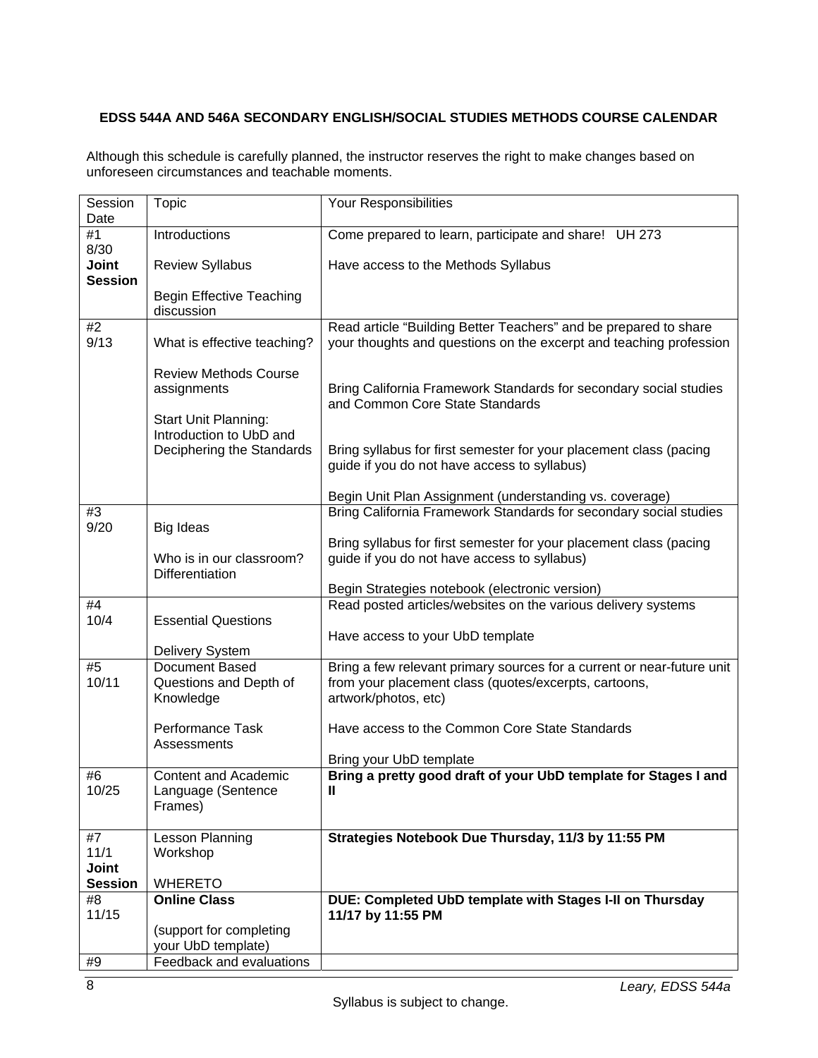**EDSS 544A AND 546A SECONDARY ENGLISH/SOCIAL STUDIES METHODS COURSE CALENDAR**

Although this schedule is carefully planned, the instructor reserves the right to make changes based on unforeseen circumstances and teachable moments.

| Session Date | Topic | Your Responsibilities |
|---|---|---|
| #1 8/30 **Joint Session** | Introductions<br><br>Review Syllabus<br><br>Begin Effective Teaching discussion | Come prepared to learn, participate and share! UH 273<br><br>Have access to the Methods Syllabus |
| #2 9/13 | What is effective teaching?<br><br>Review Methods Course assignments<br><br>Start Unit Planning: Introduction to UbD and Deciphering the Standards | Read article "Building Better Teachers" and be prepared to share your thoughts and questions on the excerpt and teaching profession<br><br>Bring California Framework Standards for secondary social studies and Common Core State Standards<br><br>Bring syllabus for first semester for your placement class (pacing guide if you do not have access to syllabus)<br><br>Begin Unit Plan Assignment (understanding vs. coverage) |
| #3 9/20 | Big Ideas<br><br>Who is in our classroom? Differentiation | Bring California Framework Standards for secondary social studies<br><br>Bring syllabus for first semester for your placement class (pacing guide if you do not have access to syllabus)<br><br>Begin Strategies notebook (electronic version) |
| #4 10/4 | Essential Questions<br><br>Delivery System | Read posted articles/websites on the various delivery systems<br><br>Have access to your UbD template |
| #5 10/11 | Document Based Questions and Depth of Knowledge<br><br>Performance Task Assessments | Bring a few relevant primary sources for a current or near-future unit from your placement class (quotes/excerpts, cartoons, artwork/photos, etc)<br><br>Have access to the Common Core State Standards<br><br>Bring your UbD template |
| #6 10/25 | Content and Academic Language (Sentence Frames) | **Bring a pretty good draft of your UbD template for Stages I and II** |
| #7 11/1 **Joint Session** | Lesson Planning Workshop<br><br>WHERETO | **Strategies Notebook Due Thursday, 11/3 by 11:55 PM** |
| #8 11/15 | **Online Class**<br><br>(support for completing your UbD template) | **DUE: Completed UbD template with Stages I-II on Thursday 11/17 by 11:55 PM** |
| #9 | Feedback and evaluations | |

Syllabus is subject to change.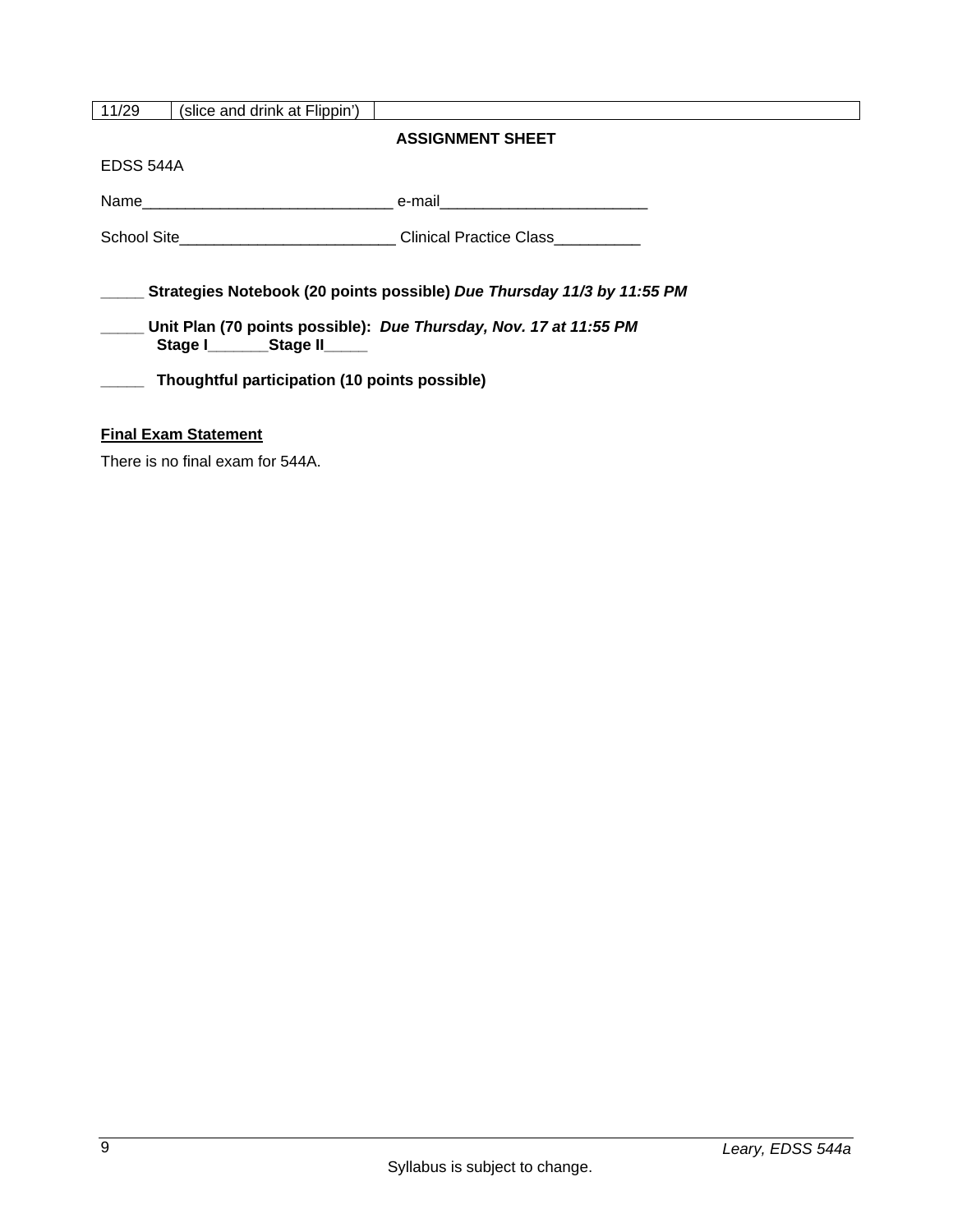| 11/29 | (slice and drink at Flippin') | |
| --- | --- | --- |

**ASSIGNMENT SHEET**

EDSS 544A

Name_____________________________ e-mail________________________

School Site_________________________ Clinical Practice Class__________

_____ **Strategies Notebook (20 points possible)** ***Due Thursday 11/3 by 11:55 PM***

_____ **Unit Plan (70 points possible):** ***Due Thursday, Nov. 17 at 11:55 PM***
**Stage I_______Stage II_____**

_____ **Thoughtful participation (10 points possible)**

**Final Exam Statement**

There is no final exam for 544A.

Syllabus is subject to change.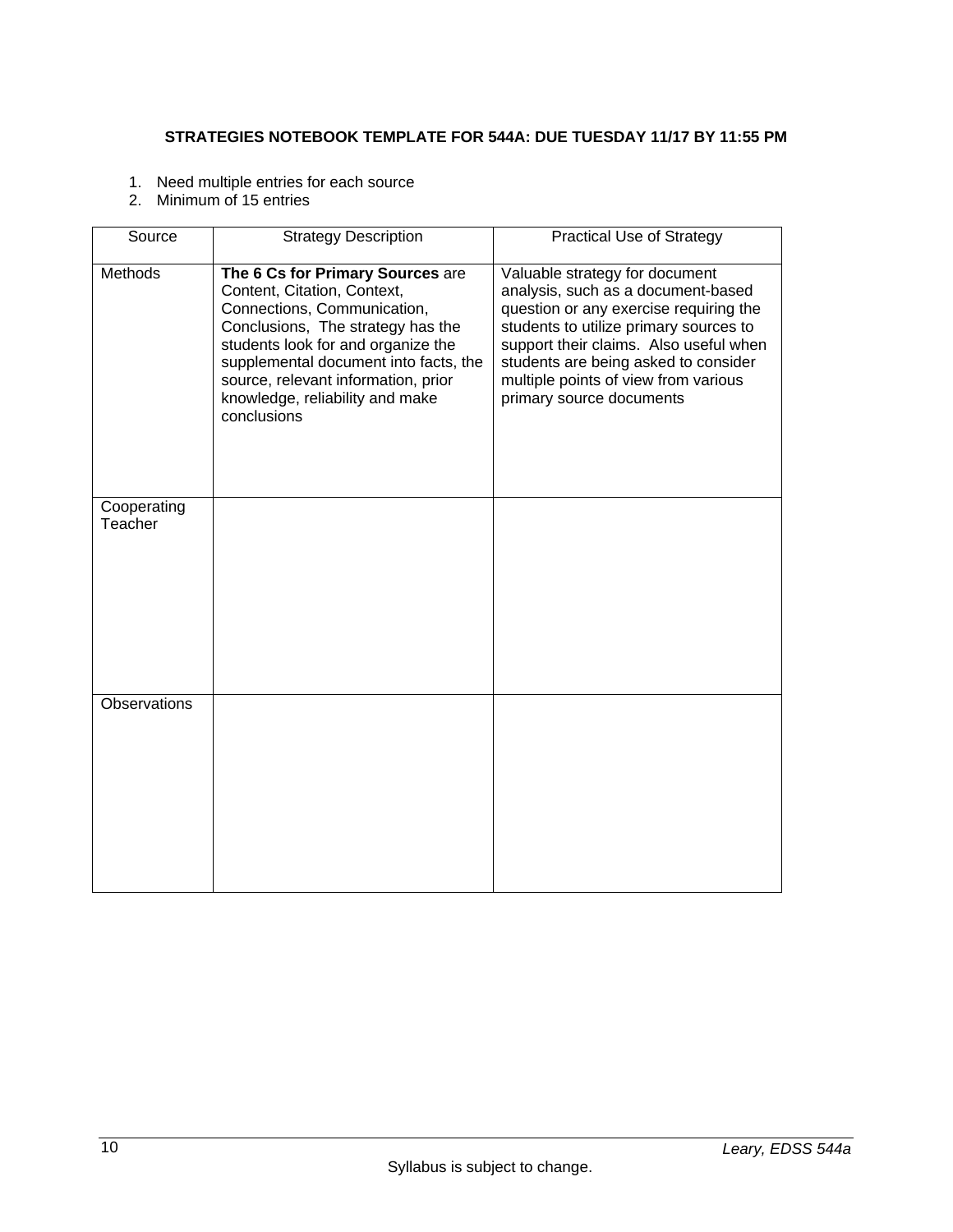**STRATEGIES NOTEBOOK TEMPLATE FOR 544A: DUE TUESDAY 11/17 BY 11:55 PM**

1. Need multiple entries for each source
2. Minimum of 15 entries

| Source | Strategy Description | Practical Use of Strategy |
|---|---|---|
| Methods | **The 6 Cs for Primary Sources** are Content, Citation, Context, Connections, Communication, Conclusions, The strategy has the students look for and organize the supplemental document into facts, the source, relevant information, prior knowledge, reliability and make conclusions | Valuable strategy for document analysis, such as a document-based question or any exercise requiring the students to utilize primary sources to support their claims. Also useful when students are being asked to consider multiple points of view from various primary source documents |
| Cooperating Teacher | | |
| Observations | | |

Syllabus is subject to change.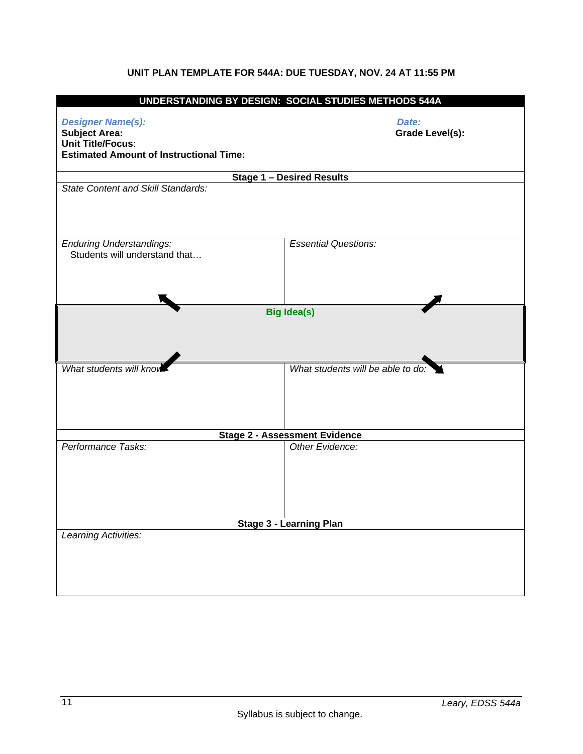**UNIT PLAN TEMPLATE FOR 544A: DUE TUESDAY, NOV. 24 AT 11:55 PM**

| **UNDERSTANDING BY DESIGN: SOCIAL STUDIES METHODS 544A** | |
|---|---|
| ***Designer Name(s):***<br>**Subject Area:**<br>**Unit Title/Focus**:<br>**Estimated Amount of Instructional Time:** | ***Date:***<br>**Grade Level(s):** |
| **Stage 1 – Desired Results** | |
| *State Content and Skill Standards:* | |
| *Enduring Understandings:*<br>Students will understand that… | *Essential Questions:* |
| **Big Idea(s)** | |
| *What students will know:* | *What students will be able to do:* |
| **Stage 2 - Assessment Evidence** | |
| *Performance Tasks:* | *Other Evidence:* |
| **Stage 3 - Learning Plan** | |
| *Learning Activities:* | |

Syllabus is subject to change.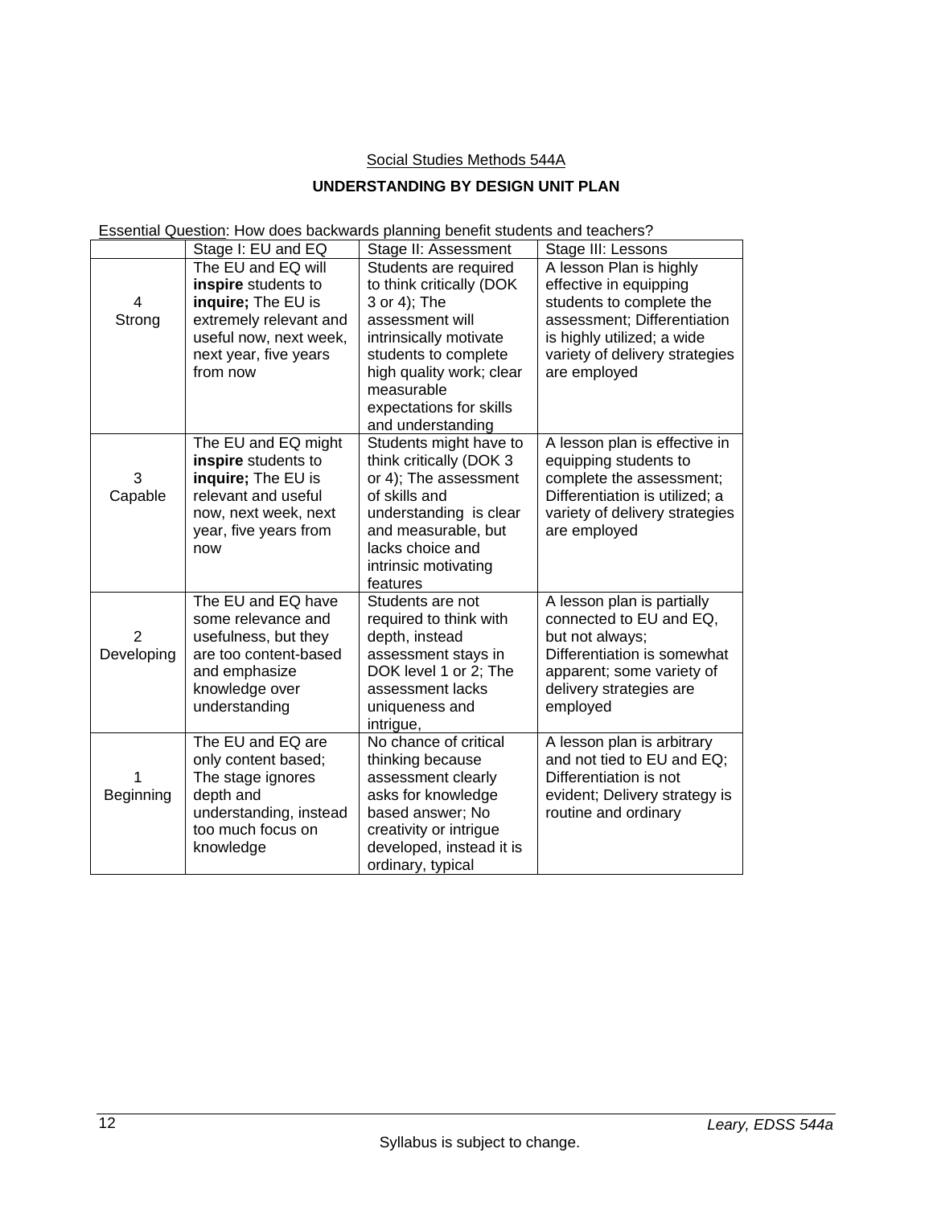Social Studies Methods 544A

## UNDERSTANDING BY DESIGN UNIT PLAN

Essential Question: How does backwards planning benefit students and teachers?

| | Stage I: EU and EQ | Stage II: Assessment | Stage III: Lessons |
|---|---|---|---|
| 4<br>Strong | The EU and EQ will **inspire** students to **inquire;** The EU is extremely relevant and useful now, next week, next year, five years from now | Students are required to think critically (DOK 3 or 4); The assessment will intrinsically motivate students to complete high quality work; clear measurable expectations for skills and understanding | A lesson Plan is highly effective in equipping students to complete the assessment; Differentiation is highly utilized; a wide variety of delivery strategies are employed |
| 3<br>Capable | The EU and EQ might **inspire** students to **inquire;** The EU is relevant and useful now, next week, next year, five years from now | Students might have to think critically (DOK 3 or 4); The assessment of skills and understanding is clear and measurable, but lacks choice and intrinsic motivating features | A lesson plan is effective in equipping students to complete the assessment; Differentiation is utilized; a variety of delivery strategies are employed |
| 2<br>Developing | The EU and EQ have some relevance and usefulness, but they are too content-based and emphasize knowledge over understanding | Students are not required to think with depth, instead assessment stays in DOK level 1 or 2; The assessment lacks uniqueness and intrigue, | A lesson plan is partially connected to EU and EQ, but not always; Differentiation is somewhat apparent; some variety of delivery strategies are employed |
| 1<br>Beginning | The EU and EQ are only content based; The stage ignores depth and understanding, instead too much focus on knowledge | No chance of critical thinking because assessment clearly asks for knowledge based answer; No creativity or intrigue developed, instead it is ordinary, typical | A lesson plan is arbitrary and not tied to EU and EQ; Differentiation is not evident; Delivery strategy is routine and ordinary |